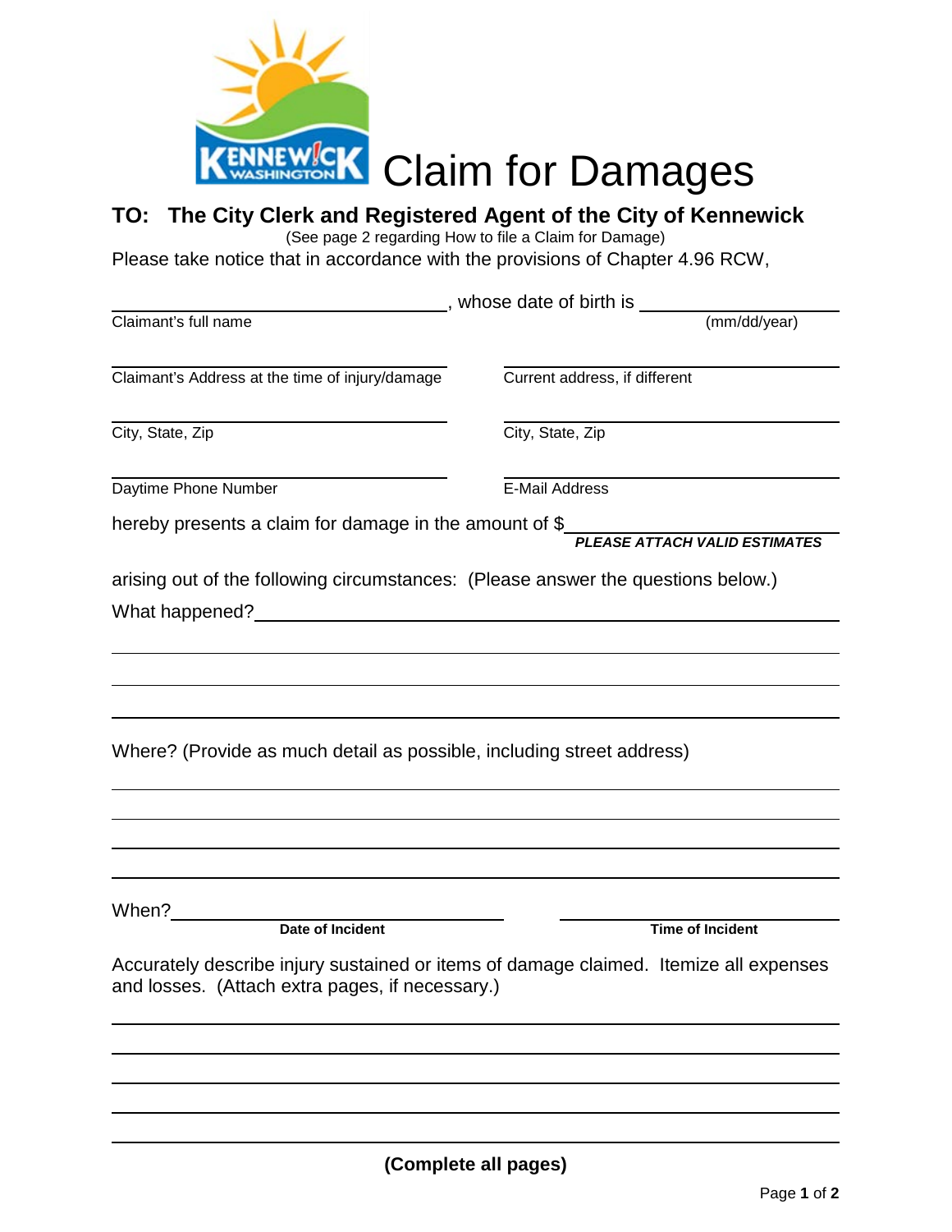# Claim for Damages

## TO: The City Clerk and Registered Agent of the City of Kennewick

(See page 2 regarding How to file a Claim for Damage)

Please take notice that in accordance with the provisions of Chapter 4.96 RCW,

______________________________, whose date of birth is ______________

Claimant's full name (mm/dd/year)

______________________________ ______________________________

Claimant's Address at the time of injury/damage Current address, if different

______________________________ ______________________________

City, State, Zip City, State, Zip

______________________________ ______________________________

Daytime Phone Number E-Mail Address

hereby presents a claim for damage in the amount of $______________

***PLEASE ATTACH VALID ESTIMATES***

arising out of the following circumstances: (Please answer the questions below.)

What happened?______________________________________________

______________________________________________________________

______________________________________________________________

______________________________________________________________

Where? (Provide as much detail as possible, including street address)

______________________________________________________________

______________________________________________________________

______________________________________________________________

______________________________________________________________

When?______________________________ ______________________________

**Date of Incident** **Time of Incident**

Accurately describe injury sustained or items of damage claimed. Itemize all expenses and losses. (Attach extra pages, if necessary.)

______________________________________________________________

______________________________________________________________

______________________________________________________________

______________________________________________________________

______________________________________________________________

**(Complete all pages)**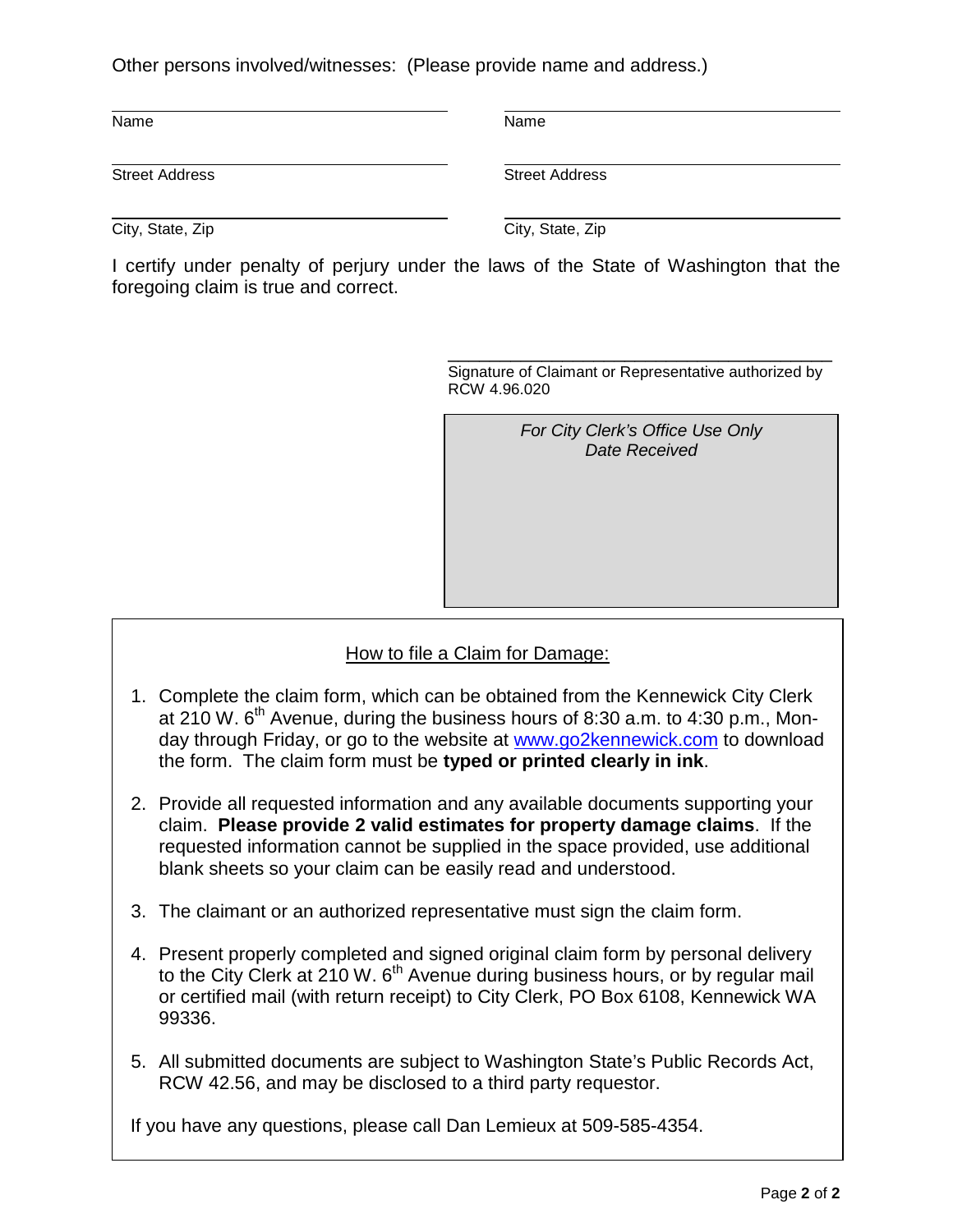Other persons involved/witnesses: (Please provide name and address.)

| | |
|---|---|
| Name | Name |
| Street Address | Street Address |
| City, State, Zip | City, State, Zip |

I certify under penalty of perjury under the laws of the State of Washington that the foregoing claim is true and correct.

\_\_\_\_\_\_\_\_\_\_\_\_\_\_\_\_\_\_\_\_\_\_\_\_\_\_\_\_\_\_\_\_\_\_\_\_\_\_\_\_
Signature of Claimant or Representative authorized by RCW 4.96.020

*For City Clerk's Office Use Only*
*Date Received*

## How to file a Claim for Damage:

1. Complete the claim form, which can be obtained from the Kennewick City Clerk at 210 W. 6th Avenue, during the business hours of 8:30 a.m. to 4:30 p.m., Monday through Friday, or go to the website at www.go2kennewick.com to download the form. The claim form must be **typed or printed clearly in ink**.
2. Provide all requested information and any available documents supporting your claim. **Please provide 2 valid estimates for property damage claims**. If the requested information cannot be supplied in the space provided, use additional blank sheets so your claim can be easily read and understood.
3. The claimant or an authorized representative must sign the claim form.
4. Present properly completed and signed original claim form by personal delivery to the City Clerk at 210 W. 6th Avenue during business hours, or by regular mail or certified mail (with return receipt) to City Clerk, PO Box 6108, Kennewick WA 99336.
5. All submitted documents are subject to Washington State's Public Records Act, RCW 42.56, and may be disclosed to a third party requestor.

If you have any questions, please call Dan Lemieux at 509-585-4354.